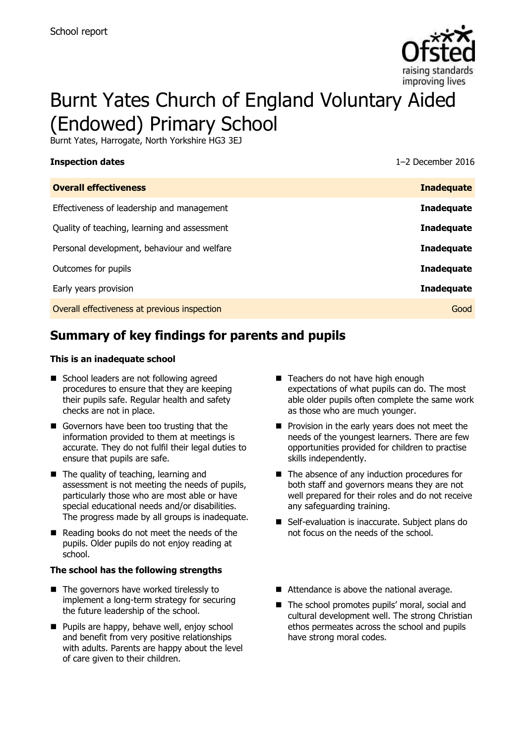School report

# Burnt Yates Church of England Voluntary Aided (Endowed) Primary School

Burnt Yates, Harrogate, North Yorkshire HG3 3EJ

**Inspection dates** 1–2 December 2016

| **Overall effectiveness** | **Inadequate** |
| --- | --- |
| Effectiveness of leadership and management | **Inadequate** |
| Quality of teaching, learning and assessment | **Inadequate** |
| Personal development, behaviour and welfare | **Inadequate** |
| Outcomes for pupils | **Inadequate** |
| Early years provision | **Inadequate** |
| Overall effectiveness at previous inspection | Good |

## Summary of key findings for parents and pupils

**This is an inadequate school**

- School leaders are not following agreed procedures to ensure that they are keeping their pupils safe. Regular health and safety checks are not in place.
- Governors have been too trusting that the information provided to them at meetings is accurate. They do not fulfil their legal duties to ensure that pupils are safe.
- The quality of teaching, learning and assessment is not meeting the needs of pupils, particularly those who are most able or have special educational needs and/or disabilities. The progress made by all groups is inadequate.
- Reading books do not meet the needs of the pupils. Older pupils do not enjoy reading at school.
- Teachers do not have high enough expectations of what pupils can do. The most able older pupils often complete the same work as those who are much younger.
- Provision in the early years does not meet the needs of the youngest learners. There are few opportunities provided for children to practise skills independently.
- The absence of any induction procedures for both staff and governors means they are not well prepared for their roles and do not receive any safeguarding training.
- Self-evaluation is inaccurate. Subject plans do not focus on the needs of the school.

**The school has the following strengths**

- The governors have worked tirelessly to implement a long-term strategy for securing the future leadership of the school.
- Pupils are happy, behave well, enjoy school and benefit from very positive relationships with adults. Parents are happy about the level of care given to their children.
- Attendance is above the national average.
- The school promotes pupils' moral, social and cultural development well. The strong Christian ethos permeates across the school and pupils have strong moral codes.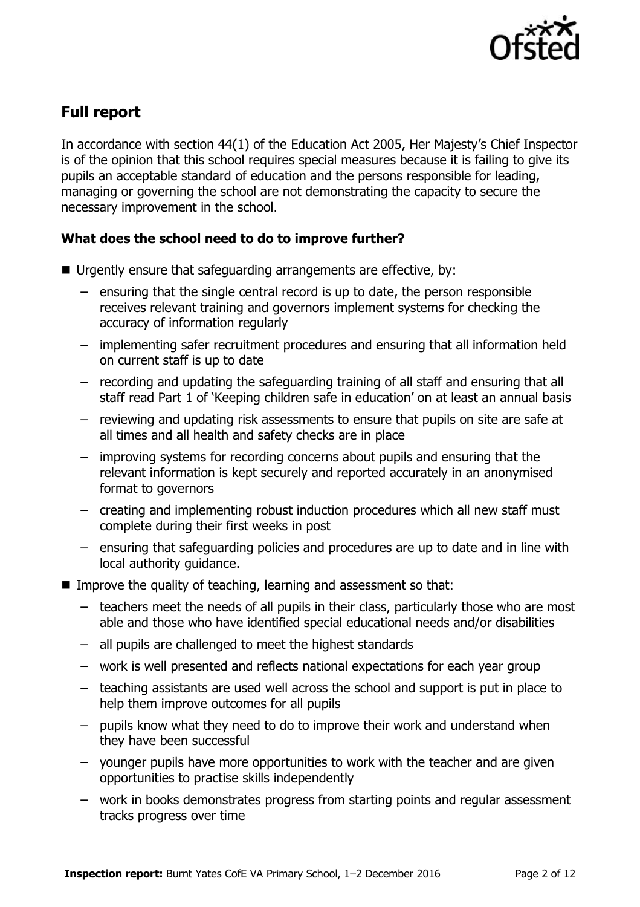## Full report

In accordance with section 44(1) of the Education Act 2005, Her Majesty's Chief Inspector is of the opinion that this school requires special measures because it is failing to give its pupils an acceptable standard of education and the persons responsible for leading, managing or governing the school are not demonstrating the capacity to secure the necessary improvement in the school.

### What does the school need to do to improve further?

- Urgently ensure that safeguarding arrangements are effective, by:
  - ensuring that the single central record is up to date, the person responsible receives relevant training and governors implement systems for checking the accuracy of information regularly
  - implementing safer recruitment procedures and ensuring that all information held on current staff is up to date
  - recording and updating the safeguarding training of all staff and ensuring that all staff read Part 1 of 'Keeping children safe in education' on at least an annual basis
  - reviewing and updating risk assessments to ensure that pupils on site are safe at all times and all health and safety checks are in place
  - improving systems for recording concerns about pupils and ensuring that the relevant information is kept securely and reported accurately in an anonymised format to governors
  - creating and implementing robust induction procedures which all new staff must complete during their first weeks in post
  - ensuring that safeguarding policies and procedures are up to date and in line with local authority guidance.
- Improve the quality of teaching, learning and assessment so that:
  - teachers meet the needs of all pupils in their class, particularly those who are most able and those who have identified special educational needs and/or disabilities
  - all pupils are challenged to meet the highest standards
  - work is well presented and reflects national expectations for each year group
  - teaching assistants are used well across the school and support is put in place to help them improve outcomes for all pupils
  - pupils know what they need to do to improve their work and understand when they have been successful
  - younger pupils have more opportunities to work with the teacher and are given opportunities to practise skills independently
  - work in books demonstrates progress from starting points and regular assessment tracks progress over time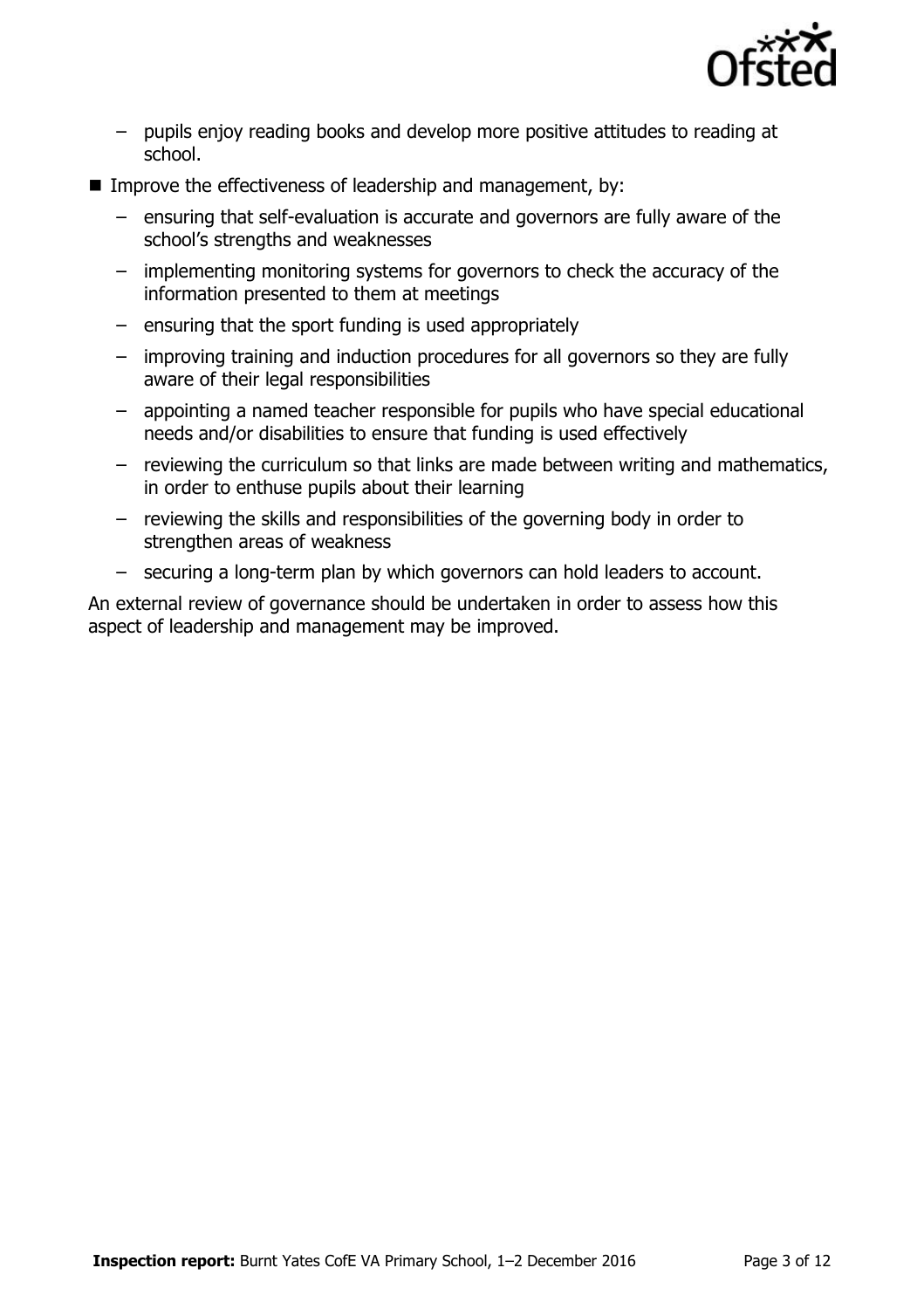- pupils enjoy reading books and develop more positive attitudes to reading at school.

- Improve the effectiveness of leadership and management, by:
  - ensuring that self-evaluation is accurate and governors are fully aware of the school's strengths and weaknesses
  - implementing monitoring systems for governors to check the accuracy of the information presented to them at meetings
  - ensuring that the sport funding is used appropriately
  - improving training and induction procedures for all governors so they are fully aware of their legal responsibilities
  - appointing a named teacher responsible for pupils who have special educational needs and/or disabilities to ensure that funding is used effectively
  - reviewing the curriculum so that links are made between writing and mathematics, in order to enthuse pupils about their learning
  - reviewing the skills and responsibilities of the governing body in order to strengthen areas of weakness
  - securing a long-term plan by which governors can hold leaders to account.

An external review of governance should be undertaken in order to assess how this aspect of leadership and management may be improved.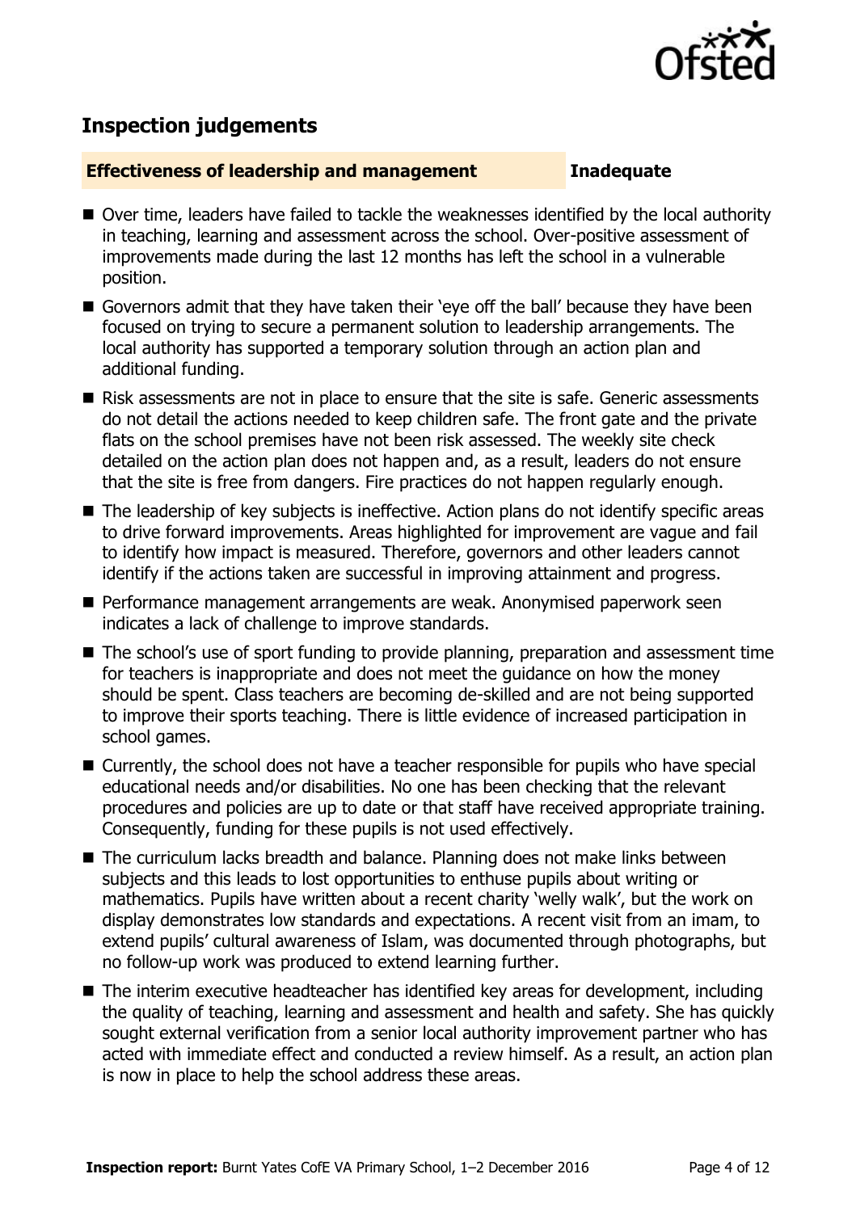## Inspection judgements

**Effectiveness of leadership and management** **Inadequate**

- Over time, leaders have failed to tackle the weaknesses identified by the local authority in teaching, learning and assessment across the school. Over-positive assessment of improvements made during the last 12 months has left the school in a vulnerable position.
- Governors admit that they have taken their 'eye off the ball' because they have been focused on trying to secure a permanent solution to leadership arrangements. The local authority has supported a temporary solution through an action plan and additional funding.
- Risk assessments are not in place to ensure that the site is safe. Generic assessments do not detail the actions needed to keep children safe. The front gate and the private flats on the school premises have not been risk assessed. The weekly site check detailed on the action plan does not happen and, as a result, leaders do not ensure that the site is free from dangers. Fire practices do not happen regularly enough.
- The leadership of key subjects is ineffective. Action plans do not identify specific areas to drive forward improvements. Areas highlighted for improvement are vague and fail to identify how impact is measured. Therefore, governors and other leaders cannot identify if the actions taken are successful in improving attainment and progress.
- Performance management arrangements are weak. Anonymised paperwork seen indicates a lack of challenge to improve standards.
- The school's use of sport funding to provide planning, preparation and assessment time for teachers is inappropriate and does not meet the guidance on how the money should be spent. Class teachers are becoming de-skilled and are not being supported to improve their sports teaching. There is little evidence of increased participation in school games.
- Currently, the school does not have a teacher responsible for pupils who have special educational needs and/or disabilities. No one has been checking that the relevant procedures and policies are up to date or that staff have received appropriate training. Consequently, funding for these pupils is not used effectively.
- The curriculum lacks breadth and balance. Planning does not make links between subjects and this leads to lost opportunities to enthuse pupils about writing or mathematics. Pupils have written about a recent charity 'welly walk', but the work on display demonstrates low standards and expectations. A recent visit from an imam, to extend pupils' cultural awareness of Islam, was documented through photographs, but no follow-up work was produced to extend learning further.
- The interim executive headteacher has identified key areas for development, including the quality of teaching, learning and assessment and health and safety. She has quickly sought external verification from a senior local authority improvement partner who has acted with immediate effect and conducted a review himself. As a result, an action plan is now in place to help the school address these areas.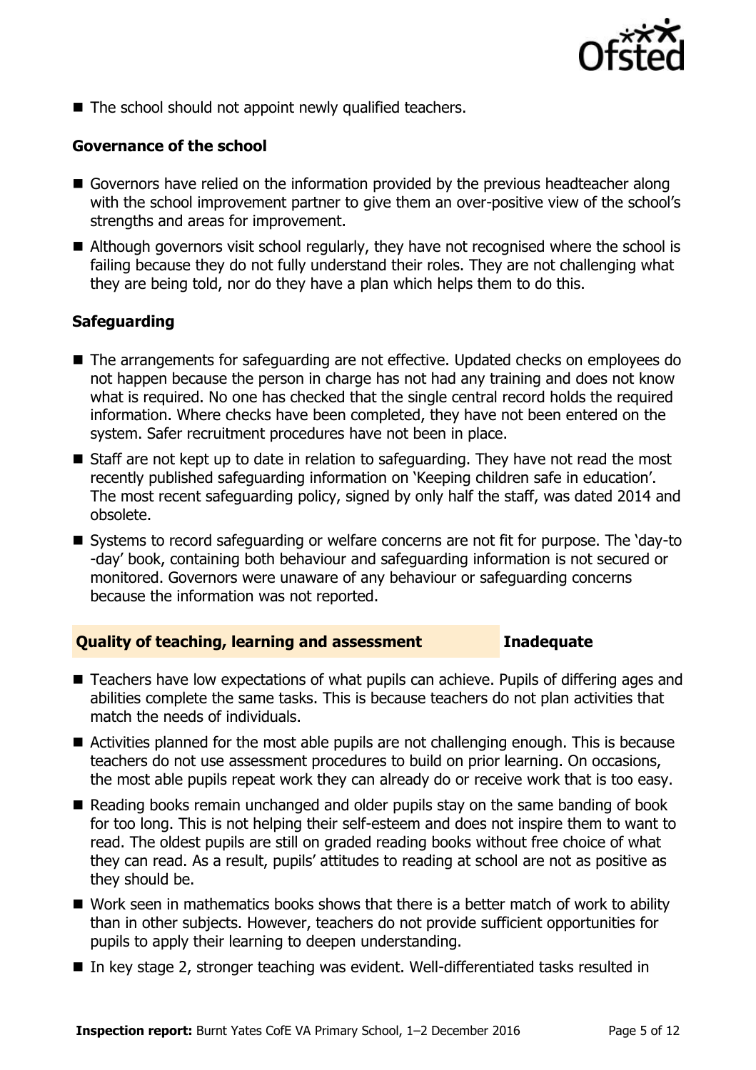- The school should not appoint newly qualified teachers.

### Governance of the school

- Governors have relied on the information provided by the previous headteacher along with the school improvement partner to give them an over-positive view of the school's strengths and areas for improvement.
- Although governors visit school regularly, they have not recognised where the school is failing because they do not fully understand their roles. They are not challenging what they are being told, nor do they have a plan which helps them to do this.

### Safeguarding

- The arrangements for safeguarding are not effective. Updated checks on employees do not happen because the person in charge has not had any training and does not know what is required. No one has checked that the single central record holds the required information. Where checks have been completed, they have not been entered on the system. Safer recruitment procedures have not been in place.
- Staff are not kept up to date in relation to safeguarding. They have not read the most recently published safeguarding information on 'Keeping children safe in education'. The most recent safeguarding policy, signed by only half the staff, was dated 2014 and obsolete.
- Systems to record safeguarding or welfare concerns are not fit for purpose. The 'day-to-day' book, containing both behaviour and safeguarding information is not secured or monitored. Governors were unaware of any behaviour or safeguarding concerns because the information was not reported.

## Quality of teaching, learning and assessment — Inadequate

- Teachers have low expectations of what pupils can achieve. Pupils of differing ages and abilities complete the same tasks. This is because teachers do not plan activities that match the needs of individuals.
- Activities planned for the most able pupils are not challenging enough. This is because teachers do not use assessment procedures to build on prior learning. On occasions, the most able pupils repeat work they can already do or receive work that is too easy.
- Reading books remain unchanged and older pupils stay on the same banding of book for too long. This is not helping their self-esteem and does not inspire them to want to read. The oldest pupils are still on graded reading books without free choice of what they can read. As a result, pupils' attitudes to reading at school are not as positive as they should be.
- Work seen in mathematics books shows that there is a better match of work to ability than in other subjects. However, teachers do not provide sufficient opportunities for pupils to apply their learning to deepen understanding.
- In key stage 2, stronger teaching was evident. Well-differentiated tasks resulted in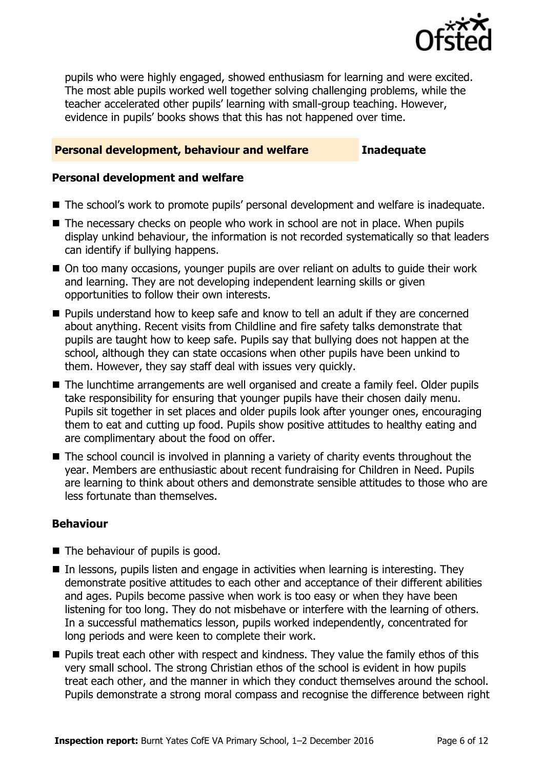pupils who were highly engaged, showed enthusiasm for learning and were excited. The most able pupils worked well together solving challenging problems, while the teacher accelerated other pupils' learning with small-group teaching. However, evidence in pupils' books shows that this has not happened over time.

## Personal development, behaviour and welfare — Inadequate

### Personal development and welfare

- The school's work to promote pupils' personal development and welfare is inadequate.
- The necessary checks on people who work in school are not in place. When pupils display unkind behaviour, the information is not recorded systematically so that leaders can identify if bullying happens.
- On too many occasions, younger pupils are over reliant on adults to guide their work and learning. They are not developing independent learning skills or given opportunities to follow their own interests.
- Pupils understand how to keep safe and know to tell an adult if they are concerned about anything. Recent visits from Childline and fire safety talks demonstrate that pupils are taught how to keep safe. Pupils say that bullying does not happen at the school, although they can state occasions when other pupils have been unkind to them. However, they say staff deal with issues very quickly.
- The lunchtime arrangements are well organised and create a family feel. Older pupils take responsibility for ensuring that younger pupils have their chosen daily menu. Pupils sit together in set places and older pupils look after younger ones, encouraging them to eat and cutting up food. Pupils show positive attitudes to healthy eating and are complimentary about the food on offer.
- The school council is involved in planning a variety of charity events throughout the year. Members are enthusiastic about recent fundraising for Children in Need. Pupils are learning to think about others and demonstrate sensible attitudes to those who are less fortunate than themselves.

### Behaviour

- The behaviour of pupils is good.
- In lessons, pupils listen and engage in activities when learning is interesting. They demonstrate positive attitudes to each other and acceptance of their different abilities and ages. Pupils become passive when work is too easy or when they have been listening for too long. They do not misbehave or interfere with the learning of others. In a successful mathematics lesson, pupils worked independently, concentrated for long periods and were keen to complete their work.
- Pupils treat each other with respect and kindness. They value the family ethos of this very small school. The strong Christian ethos of the school is evident in how pupils treat each other, and the manner in which they conduct themselves around the school. Pupils demonstrate a strong moral compass and recognise the difference between right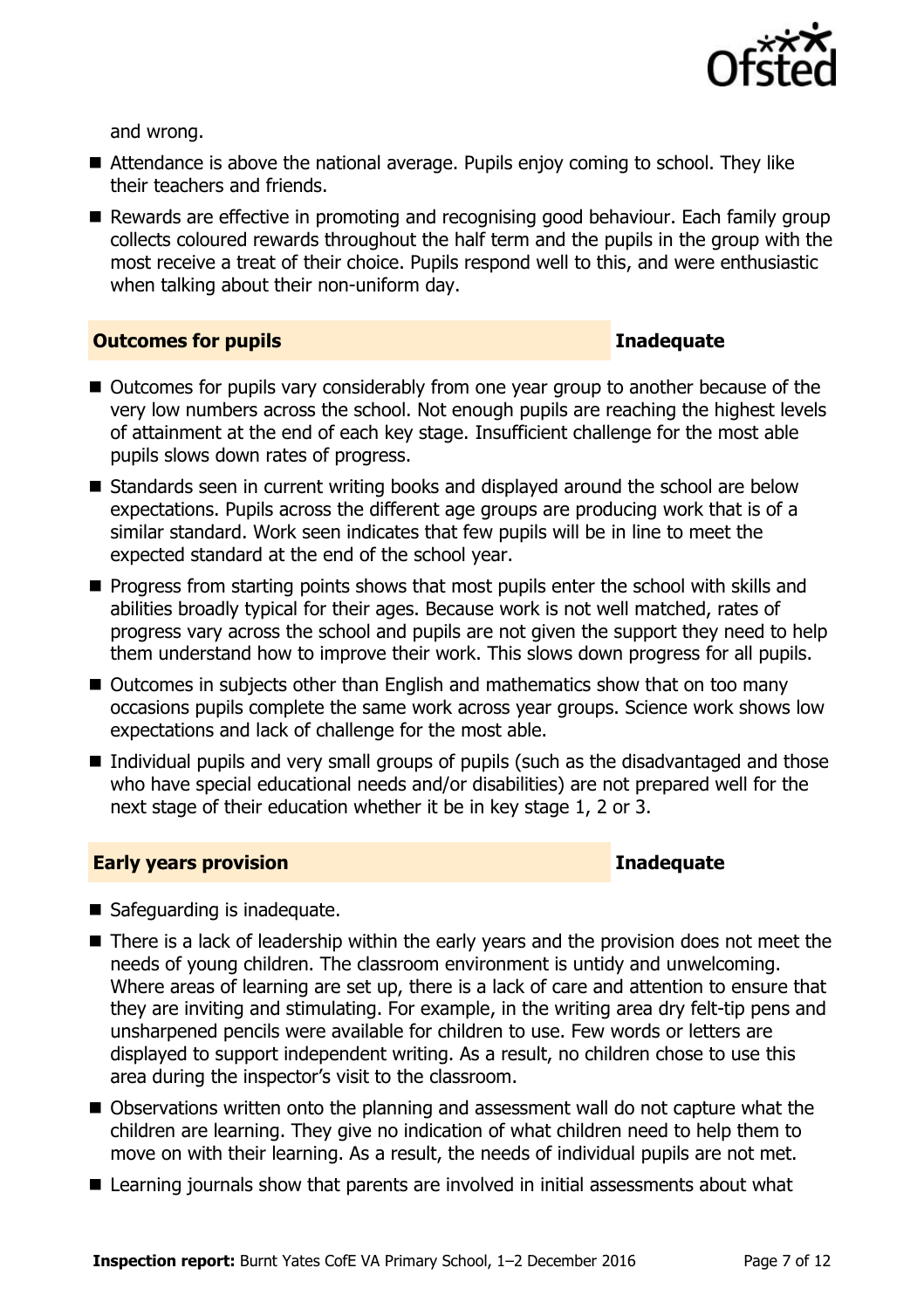and wrong.

- Attendance is above the national average. Pupils enjoy coming to school. They like their teachers and friends.
- Rewards are effective in promoting and recognising good behaviour. Each family group collects coloured rewards throughout the half term and the pupils in the group with the most receive a treat of their choice. Pupils respond well to this, and were enthusiastic when talking about their non-uniform day.

## Outcomes for pupils — Inadequate

- Outcomes for pupils vary considerably from one year group to another because of the very low numbers across the school. Not enough pupils are reaching the highest levels of attainment at the end of each key stage. Insufficient challenge for the most able pupils slows down rates of progress.
- Standards seen in current writing books and displayed around the school are below expectations. Pupils across the different age groups are producing work that is of a similar standard. Work seen indicates that few pupils will be in line to meet the expected standard at the end of the school year.
- Progress from starting points shows that most pupils enter the school with skills and abilities broadly typical for their ages. Because work is not well matched, rates of progress vary across the school and pupils are not given the support they need to help them understand how to improve their work. This slows down progress for all pupils.
- Outcomes in subjects other than English and mathematics show that on too many occasions pupils complete the same work across year groups. Science work shows low expectations and lack of challenge for the most able.
- Individual pupils and very small groups of pupils (such as the disadvantaged and those who have special educational needs and/or disabilities) are not prepared well for the next stage of their education whether it be in key stage 1, 2 or 3.

## Early years provision — Inadequate

- Safeguarding is inadequate.
- There is a lack of leadership within the early years and the provision does not meet the needs of young children. The classroom environment is untidy and unwelcoming. Where areas of learning are set up, there is a lack of care and attention to ensure that they are inviting and stimulating. For example, in the writing area dry felt-tip pens and unsharpened pencils were available for children to use. Few words or letters are displayed to support independent writing. As a result, no children chose to use this area during the inspector's visit to the classroom.
- Observations written onto the planning and assessment wall do not capture what the children are learning. They give no indication of what children need to help them to move on with their learning. As a result, the needs of individual pupils are not met.
- Learning journals show that parents are involved in initial assessments about what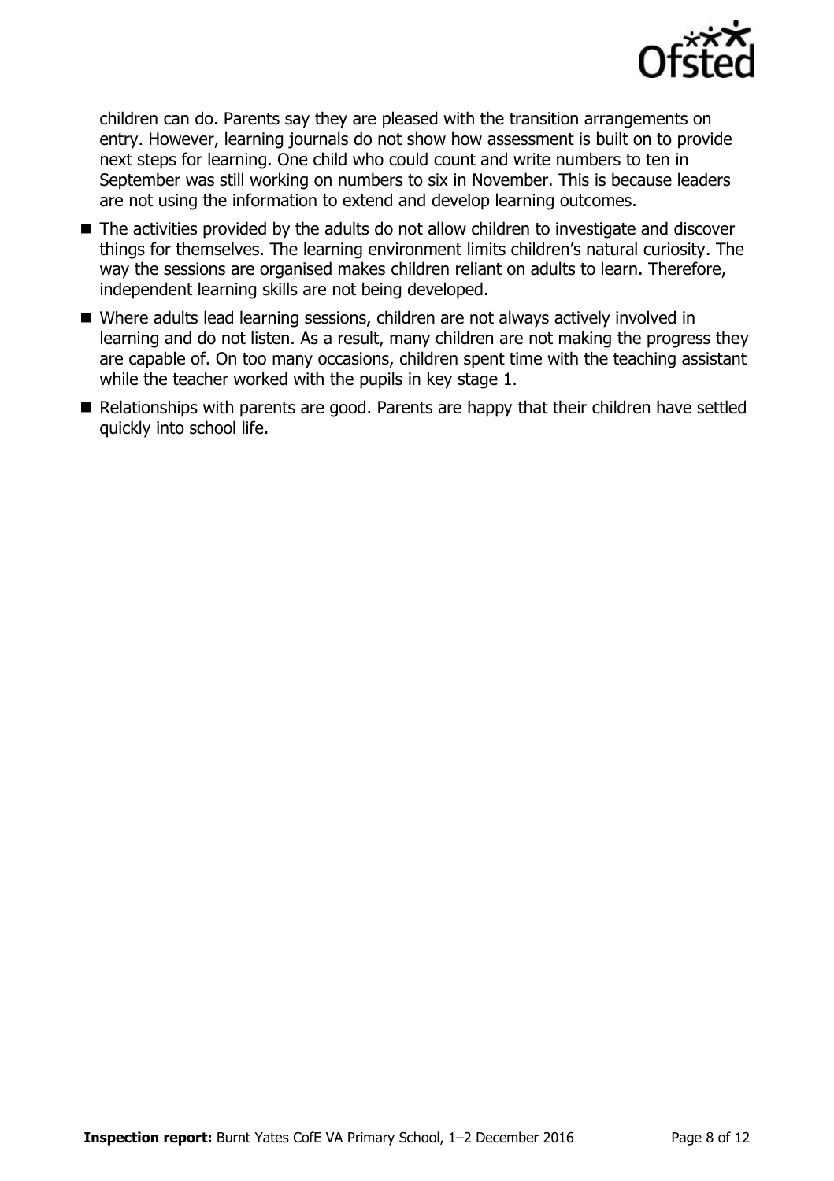children can do. Parents say they are pleased with the transition arrangements on entry. However, learning journals do not show how assessment is built on to provide next steps for learning. One child who could count and write numbers to ten in September was still working on numbers to six in November. This is because leaders are not using the information to extend and develop learning outcomes.

- The activities provided by the adults do not allow children to investigate and discover things for themselves. The learning environment limits children's natural curiosity. The way the sessions are organised makes children reliant on adults to learn. Therefore, independent learning skills are not being developed.
- Where adults lead learning sessions, children are not always actively involved in learning and do not listen. As a result, many children are not making the progress they are capable of. On too many occasions, children spent time with the teaching assistant while the teacher worked with the pupils in key stage 1.
- Relationships with parents are good. Parents are happy that their children have settled quickly into school life.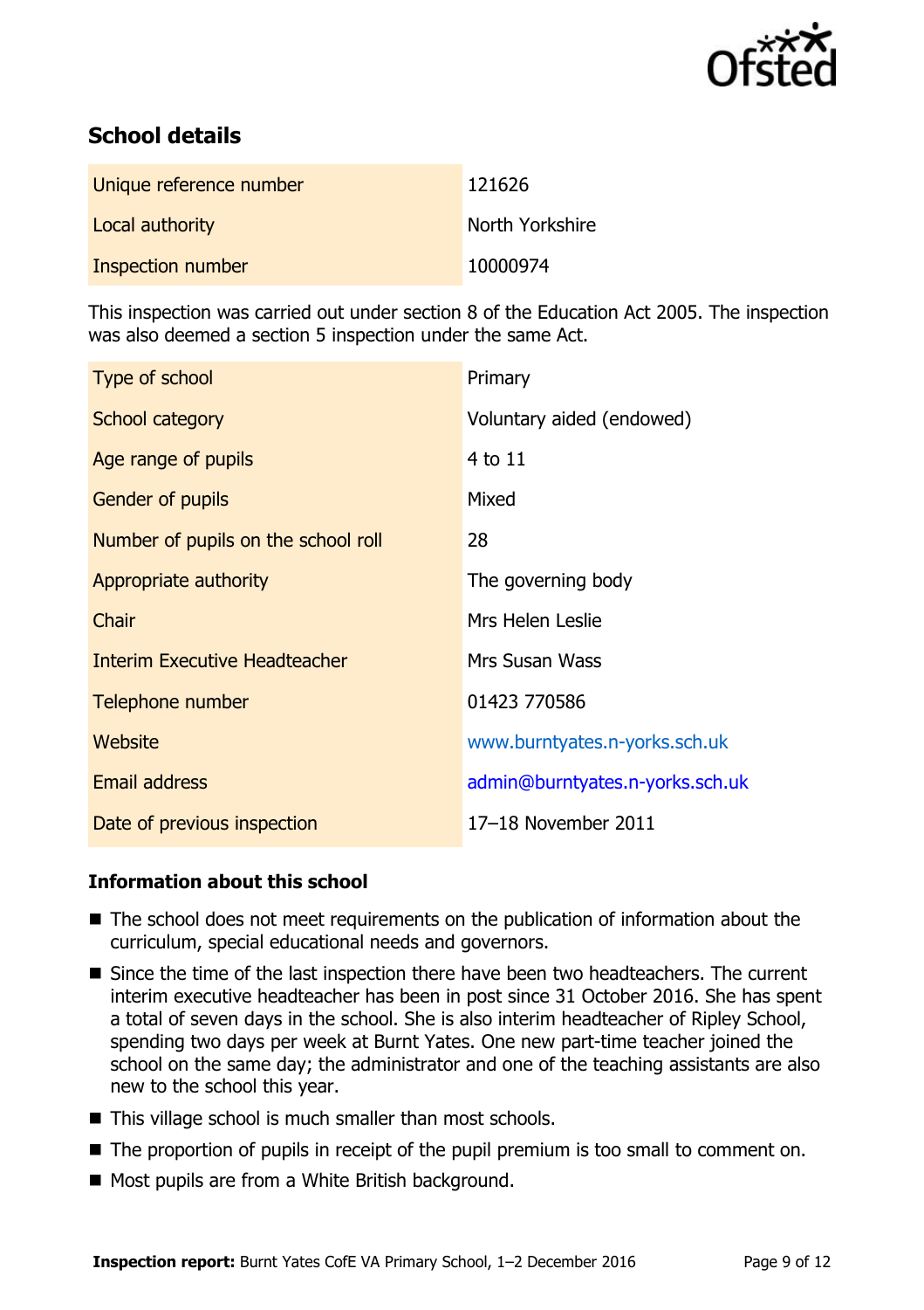## School details

| | |
|---|---|
| Unique reference number | 121626 |
| Local authority | North Yorkshire |
| Inspection number | 10000974 |

This inspection was carried out under section 8 of the Education Act 2005. The inspection was also deemed a section 5 inspection under the same Act.

| | |
|---|---|
| Type of school | Primary |
| School category | Voluntary aided (endowed) |
| Age range of pupils | 4 to 11 |
| Gender of pupils | Mixed |
| Number of pupils on the school roll | 28 |
| Appropriate authority | The governing body |
| Chair | Mrs Helen Leslie |
| Interim Executive Headteacher | Mrs Susan Wass |
| Telephone number | 01423 770586 |
| Website | www.burntyates.n-yorks.sch.uk |
| Email address | admin@burntyates.n-yorks.sch.uk |
| Date of previous inspection | 17–18 November 2011 |

### Information about this school

- The school does not meet requirements on the publication of information about the curriculum, special educational needs and governors.
- Since the time of the last inspection there have been two headteachers. The current interim executive headteacher has been in post since 31 October 2016. She has spent a total of seven days in the school. She is also interim headteacher of Ripley School, spending two days per week at Burnt Yates. One new part-time teacher joined the school on the same day; the administrator and one of the teaching assistants are also new to the school this year.
- This village school is much smaller than most schools.
- The proportion of pupils in receipt of the pupil premium is too small to comment on.
- Most pupils are from a White British background.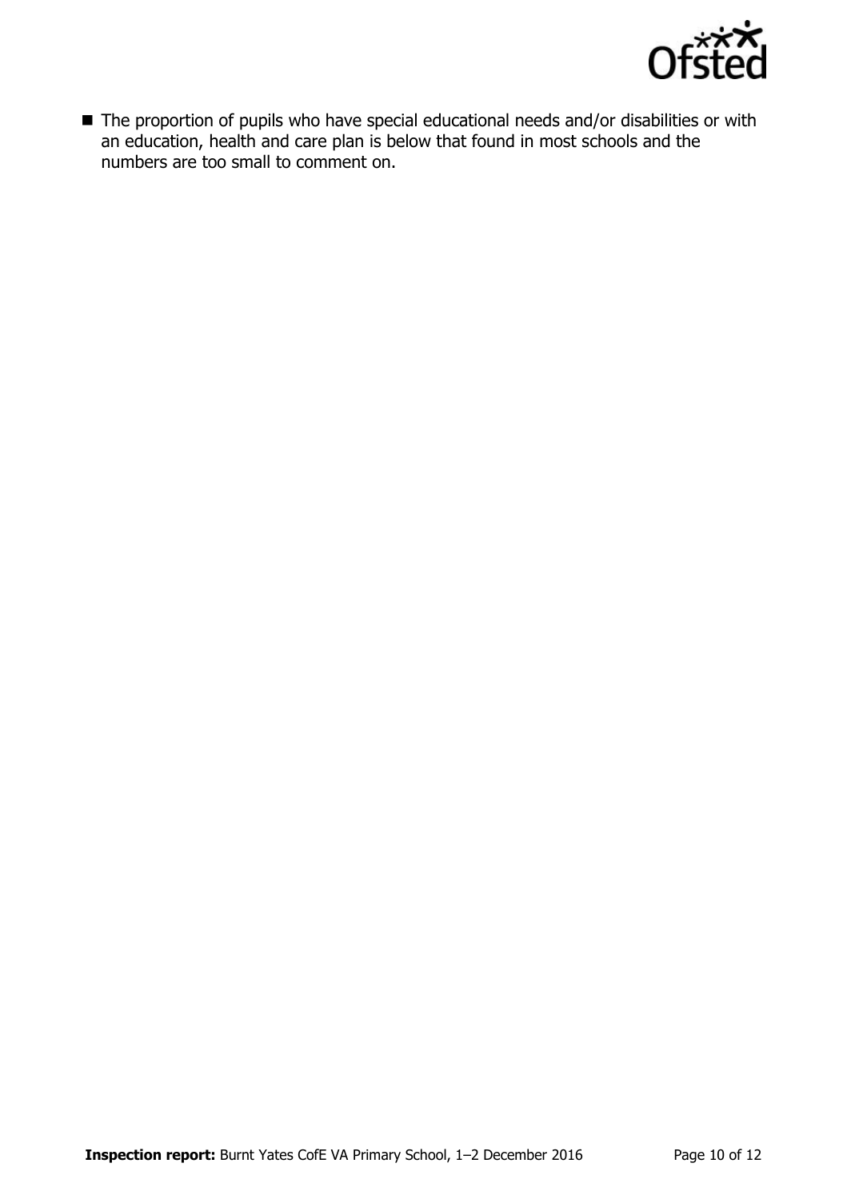- The proportion of pupils who have special educational needs and/or disabilities or with an education, health and care plan is below that found in most schools and the numbers are too small to comment on.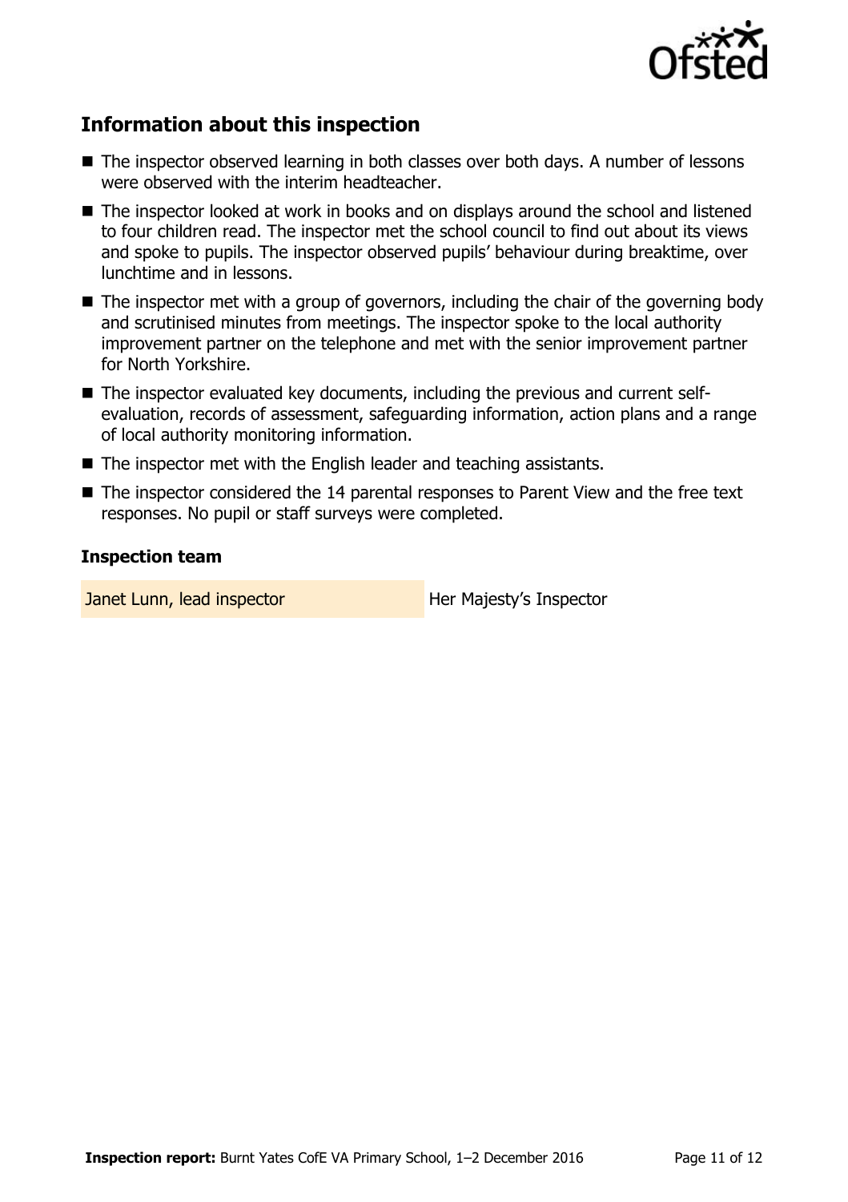## Information about this inspection

- The inspector observed learning in both classes over both days. A number of lessons were observed with the interim headteacher.
- The inspector looked at work in books and on displays around the school and listened to four children read. The inspector met the school council to find out about its views and spoke to pupils. The inspector observed pupils' behaviour during breaktime, over lunchtime and in lessons.
- The inspector met with a group of governors, including the chair of the governing body and scrutinised minutes from meetings. The inspector spoke to the local authority improvement partner on the telephone and met with the senior improvement partner for North Yorkshire.
- The inspector evaluated key documents, including the previous and current self-evaluation, records of assessment, safeguarding information, action plans and a range of local authority monitoring information.
- The inspector met with the English leader and teaching assistants.
- The inspector considered the 14 parental responses to Parent View and the free text responses. No pupil or staff surveys were completed.

### Inspection team

| | |
|---|---|
| Janet Lunn, lead inspector | Her Majesty's Inspector |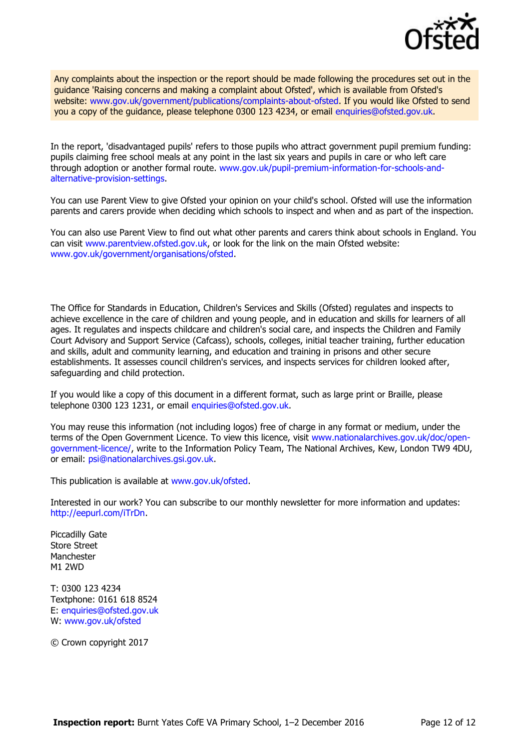Any complaints about the inspection or the report should be made following the procedures set out in the guidance 'Raising concerns and making a complaint about Ofsted', which is available from Ofsted's website: www.gov.uk/government/publications/complaints-about-ofsted. If you would like Ofsted to send you a copy of the guidance, please telephone 0300 123 4234, or email enquiries@ofsted.gov.uk.

In the report, 'disadvantaged pupils' refers to those pupils who attract government pupil premium funding: pupils claiming free school meals at any point in the last six years and pupils in care or who left care through adoption or another formal route. www.gov.uk/pupil-premium-information-for-schools-and-alternative-provision-settings.

You can use Parent View to give Ofsted your opinion on your child's school. Ofsted will use the information parents and carers provide when deciding which schools to inspect and when and as part of the inspection.

You can also use Parent View to find out what other parents and carers think about schools in England. You can visit www.parentview.ofsted.gov.uk, or look for the link on the main Ofsted website: www.gov.uk/government/organisations/ofsted.

The Office for Standards in Education, Children's Services and Skills (Ofsted) regulates and inspects to achieve excellence in the care of children and young people, and in education and skills for learners of all ages. It regulates and inspects childcare and children's social care, and inspects the Children and Family Court Advisory and Support Service (Cafcass), schools, colleges, initial teacher training, further education and skills, adult and community learning, and education and training in prisons and other secure establishments. It assesses council children's services, and inspects services for children looked after, safeguarding and child protection.

If you would like a copy of this document in a different format, such as large print or Braille, please telephone 0300 123 1231, or email enquiries@ofsted.gov.uk.

You may reuse this information (not including logos) free of charge in any format or medium, under the terms of the Open Government Licence. To view this licence, visit www.nationalarchives.gov.uk/doc/open-government-licence/, write to the Information Policy Team, The National Archives, Kew, London TW9 4DU, or email: psi@nationalarchives.gsi.gov.uk.

This publication is available at www.gov.uk/ofsted.

Interested in our work? You can subscribe to our monthly newsletter for more information and updates: http://eepurl.com/iTrDn.

Piccadilly Gate
Store Street
Manchester
M1 2WD

T: 0300 123 4234
Textphone: 0161 618 8524
E: enquiries@ofsted.gov.uk
W: www.gov.uk/ofsted

© Crown copyright 2017